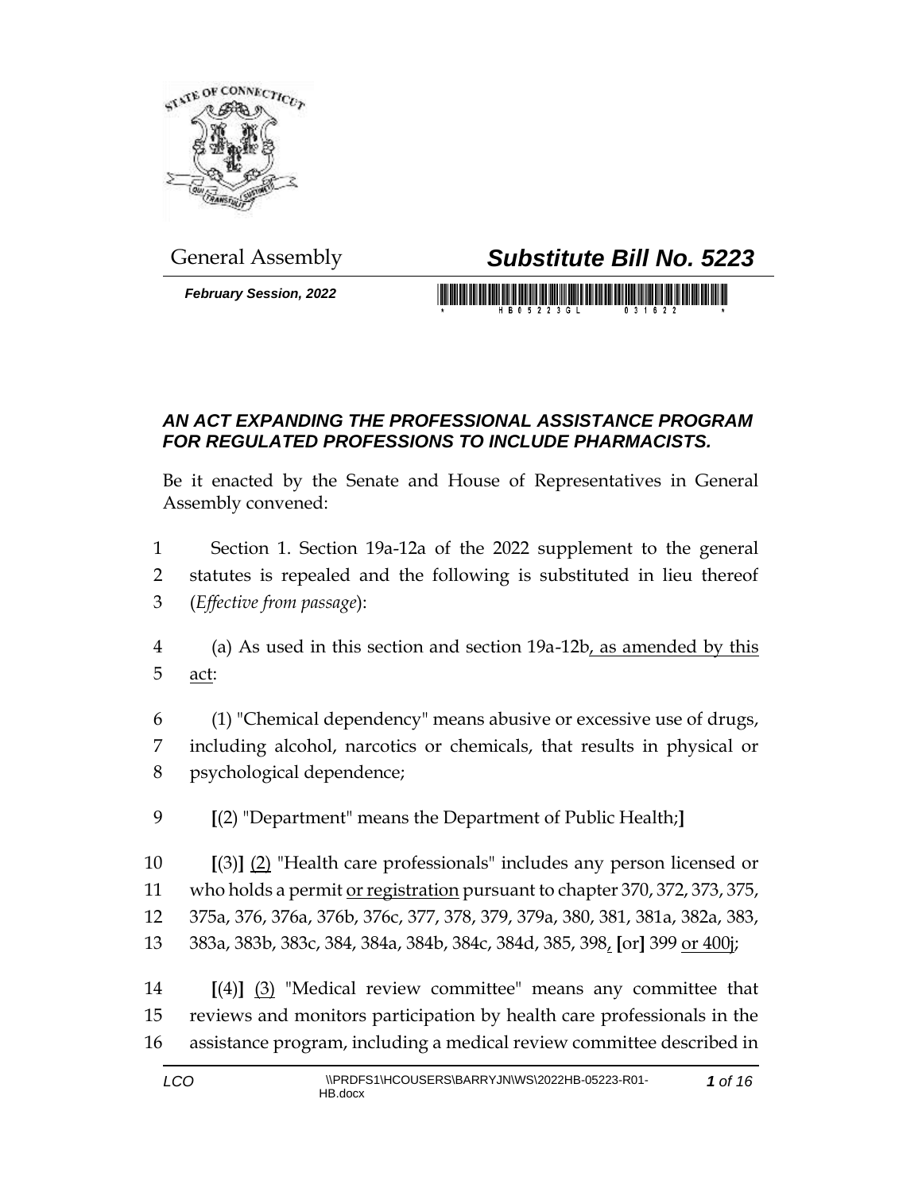General Assembly

# *Substitute Bill No. 5223*

***February Session, 2022***

### *AN ACT EXPANDING THE PROFESSIONAL ASSISTANCE PROGRAM FOR REGULATED PROFESSIONS TO INCLUDE PHARMACISTS.*

Be it enacted by the Senate and House of Representatives in General Assembly convened:

1 Section 1. Section 19a-12a of the 2022 supplement to the general
2 statutes is repealed and the following is substituted in lieu thereof
3 (*Effective from passage*):

4 (a) As used in this section and section 19a-12b<u>, as amended by this</u>
5 <u>act</u>:

6 (1) "Chemical dependency" means abusive or excessive use of drugs,
7 including alcohol, narcotics or chemicals, that results in physical or
8 psychological dependence;

9 **[**(2) "Department" means the Department of Public Health;**]**

10 **[**(3)**]** <u>(2)</u> "Health care professionals" includes any person licensed or
11 who holds a permit <u>or registration</u> pursuant to chapter 370, 372, 373, 375,
12 375a, 376, 376a, 376b, 376c, 377, 378, 379, 379a, 380, 381, 381a, 382a, 383,
13 383a, 383b, 383c, 384, 384a, 384b, 384c, 384d, 385, 398<u>,</u> **[**or**]** 399 <u>or 400j</u>;

14 **[**(4)**]** <u>(3)</u> "Medical review committee" means any committee that
15 reviews and monitors participation by health care professionals in the
16 assistance program, including a medical review committee described in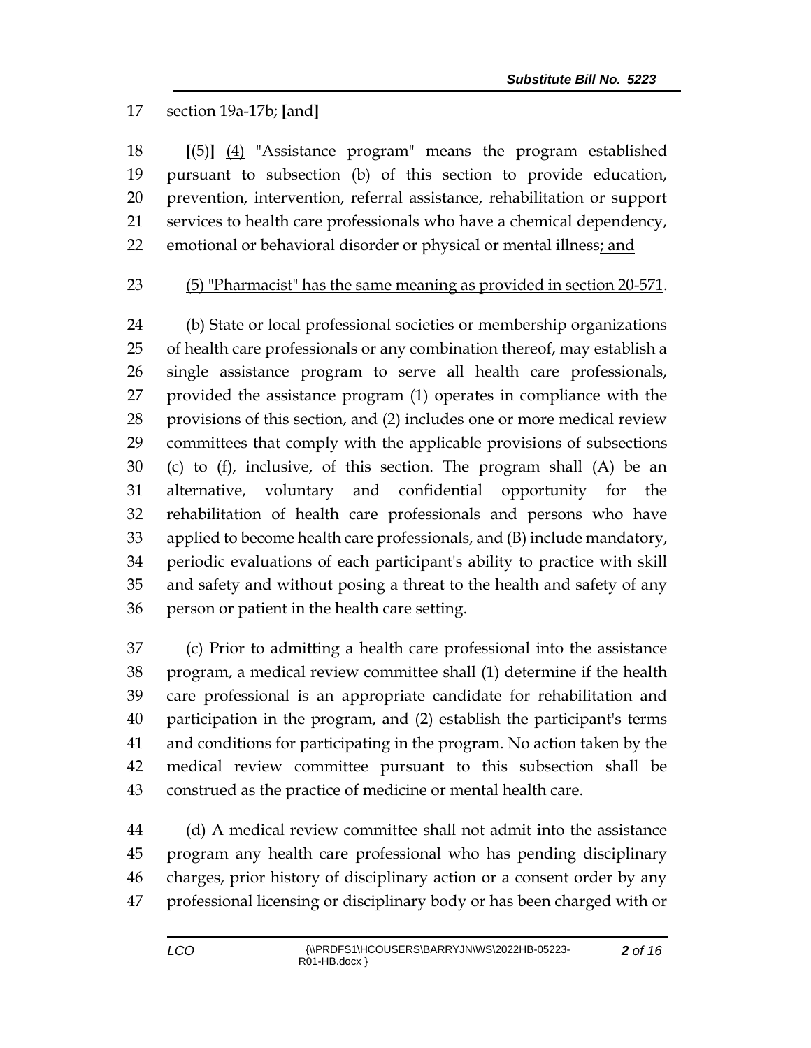17 section 19a-17b; **[**and**]**

18 **[**(5)**]** <u>(4)</u> "Assistance program" means the program established
19 pursuant to subsection (b) of this section to provide education,
20 prevention, intervention, referral assistance, rehabilitation or support
21 services to health care professionals who have a chemical dependency,
22 emotional or behavioral disorder or physical or mental illness<u>; and</u>

23 <u>(5) "Pharmacist" has the same meaning as provided in section 20-571</u>.

24 (b) State or local professional societies or membership organizations
25 of health care professionals or any combination thereof, may establish a
26 single assistance program to serve all health care professionals,
27 provided the assistance program (1) operates in compliance with the
28 provisions of this section, and (2) includes one or more medical review
29 committees that comply with the applicable provisions of subsections
30 (c) to (f), inclusive, of this section. The program shall (A) be an
31 alternative, voluntary and confidential opportunity for the
32 rehabilitation of health care professionals and persons who have
33 applied to become health care professionals, and (B) include mandatory,
34 periodic evaluations of each participant's ability to practice with skill
35 and safety and without posing a threat to the health and safety of any
36 person or patient in the health care setting.

37 (c) Prior to admitting a health care professional into the assistance
38 program, a medical review committee shall (1) determine if the health
39 care professional is an appropriate candidate for rehabilitation and
40 participation in the program, and (2) establish the participant's terms
41 and conditions for participating in the program. No action taken by the
42 medical review committee pursuant to this subsection shall be
43 construed as the practice of medicine or mental health care.

44 (d) A medical review committee shall not admit into the assistance
45 program any health care professional who has pending disciplinary
46 charges, prior history of disciplinary action or a consent order by any
47 professional licensing or disciplinary body or has been charged with or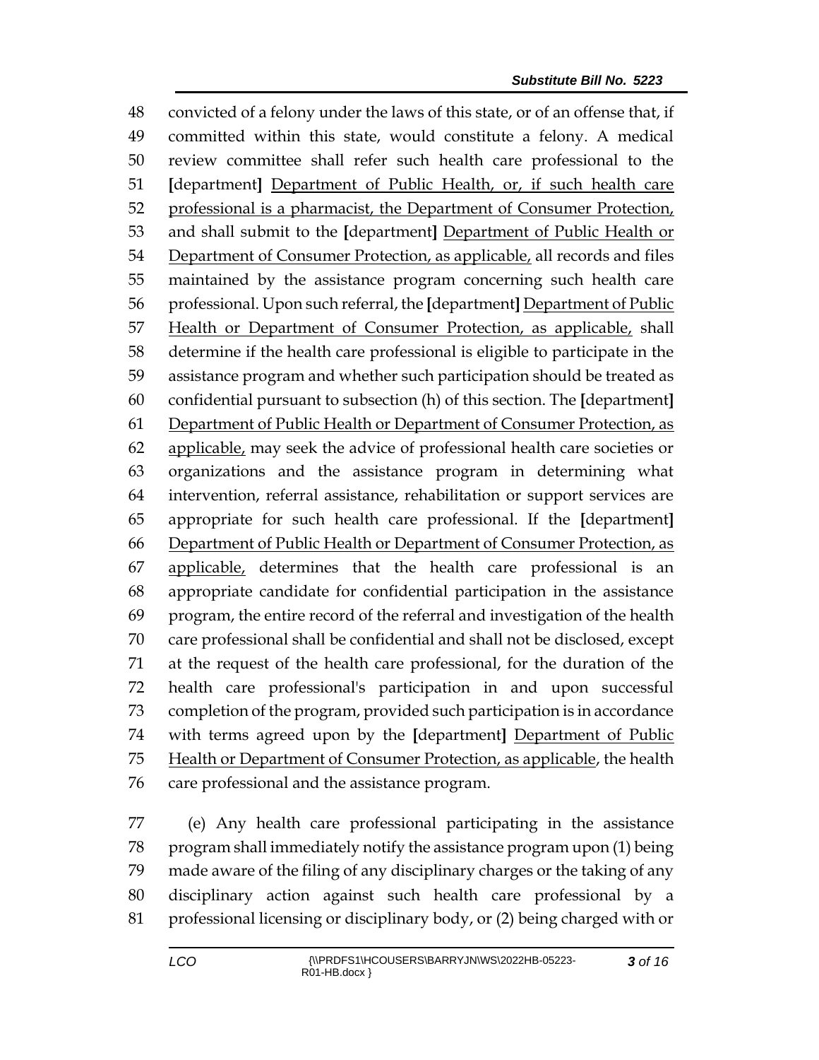convicted of a felony under the laws of this state, or of an offense that, if committed within this state, would constitute a felony. A medical review committee shall refer such health care professional to the **[**department**]** Department of Public Health, or, if such health care professional is a pharmacist, the Department of Consumer Protection, and shall submit to the **[**department**]** Department of Public Health or Department of Consumer Protection, as applicable, all records and files maintained by the assistance program concerning such health care professional. Upon such referral, the **[**department**]** Department of Public Health or Department of Consumer Protection, as applicable, shall determine if the health care professional is eligible to participate in the assistance program and whether such participation should be treated as confidential pursuant to subsection (h) of this section. The **[**department**]** Department of Public Health or Department of Consumer Protection, as applicable, may seek the advice of professional health care societies or organizations and the assistance program in determining what intervention, referral assistance, rehabilitation or support services are appropriate for such health care professional. If the **[**department**]** Department of Public Health or Department of Consumer Protection, as applicable, determines that the health care professional is an appropriate candidate for confidential participation in the assistance program, the entire record of the referral and investigation of the health care professional shall be confidential and shall not be disclosed, except at the request of the health care professional, for the duration of the health care professional's participation in and upon successful completion of the program, provided such participation is in accordance with terms agreed upon by the **[**department**]** Department of Public Health or Department of Consumer Protection, as applicable, the health care professional and the assistance program.

(e) Any health care professional participating in the assistance program shall immediately notify the assistance program upon (1) being made aware of the filing of any disciplinary charges or the taking of any disciplinary action against such health care professional by a professional licensing or disciplinary body, or (2) being charged with or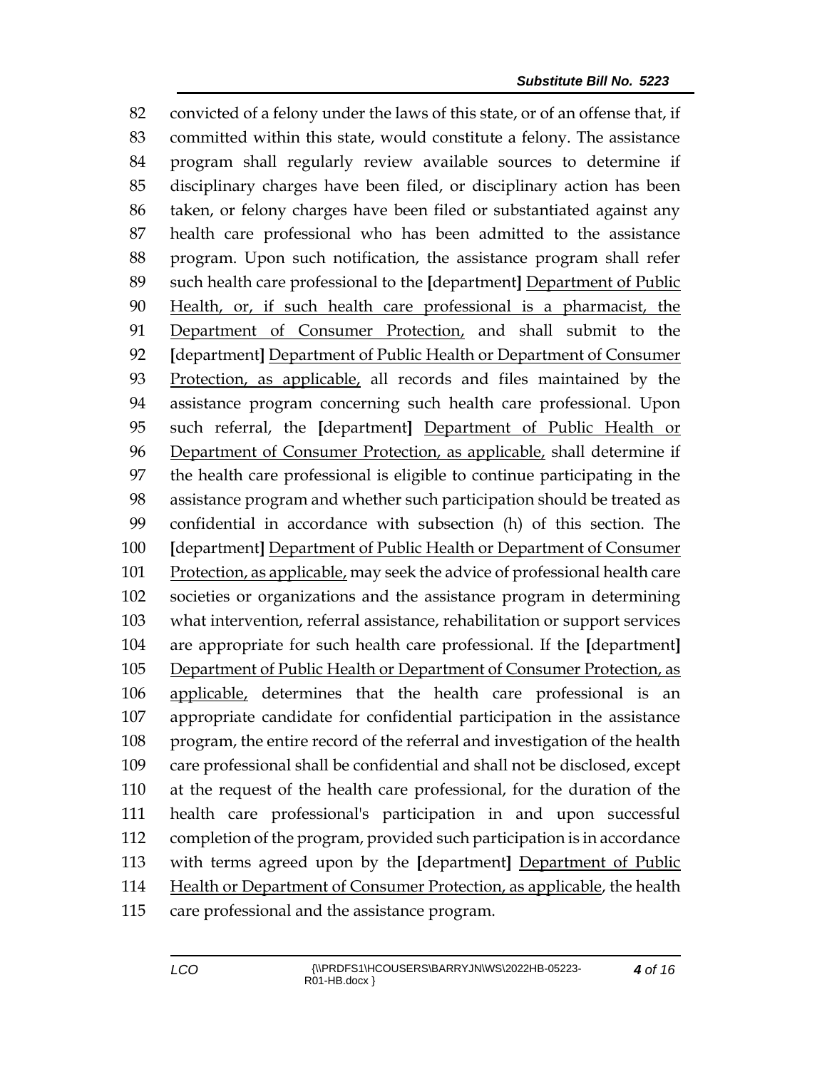82 convicted of a felony under the laws of this state, or of an offense that, if
83 committed within this state, would constitute a felony. The assistance
84 program shall regularly review available sources to determine if
85 disciplinary charges have been filed, or disciplinary action has been
86 taken, or felony charges have been filed or substantiated against any
87 health care professional who has been admitted to the assistance
88 program. Upon such notification, the assistance program shall refer
89 such health care professional to the **[**department**]** <u>Department of Public</u>
90 <u>Health, or, if such health care professional is a pharmacist, the</u>
91 <u>Department of Consumer Protection,</u> and shall submit to the
92 **[**department**]** <u>Department of Public Health or Department of Consumer</u>
93 <u>Protection, as applicable,</u> all records and files maintained by the
94 assistance program concerning such health care professional. Upon
95 such referral, the **[**department**]** <u>Department of Public Health or</u>
96 <u>Department of Consumer Protection, as applicable,</u> shall determine if
97 the health care professional is eligible to continue participating in the
98 assistance program and whether such participation should be treated as
99 confidential in accordance with subsection (h) of this section. The
100 **[**department**]** <u>Department of Public Health or Department of Consumer</u>
101 <u>Protection, as applicable,</u> may seek the advice of professional health care
102 societies or organizations and the assistance program in determining
103 what intervention, referral assistance, rehabilitation or support services
104 are appropriate for such health care professional. If the **[**department**]**
105 <u>Department of Public Health or Department of Consumer Protection, as</u>
106 <u>applicable,</u> determines that the health care professional is an
107 appropriate candidate for confidential participation in the assistance
108 program, the entire record of the referral and investigation of the health
109 care professional shall be confidential and shall not be disclosed, except
110 at the request of the health care professional, for the duration of the
111 health care professional's participation in and upon successful
112 completion of the program, provided such participation is in accordance
113 with terms agreed upon by the **[**department**]** <u>Department of Public</u>
114 <u>Health or Department of Consumer Protection, as applicable</u>, the health
115 care professional and the assistance program.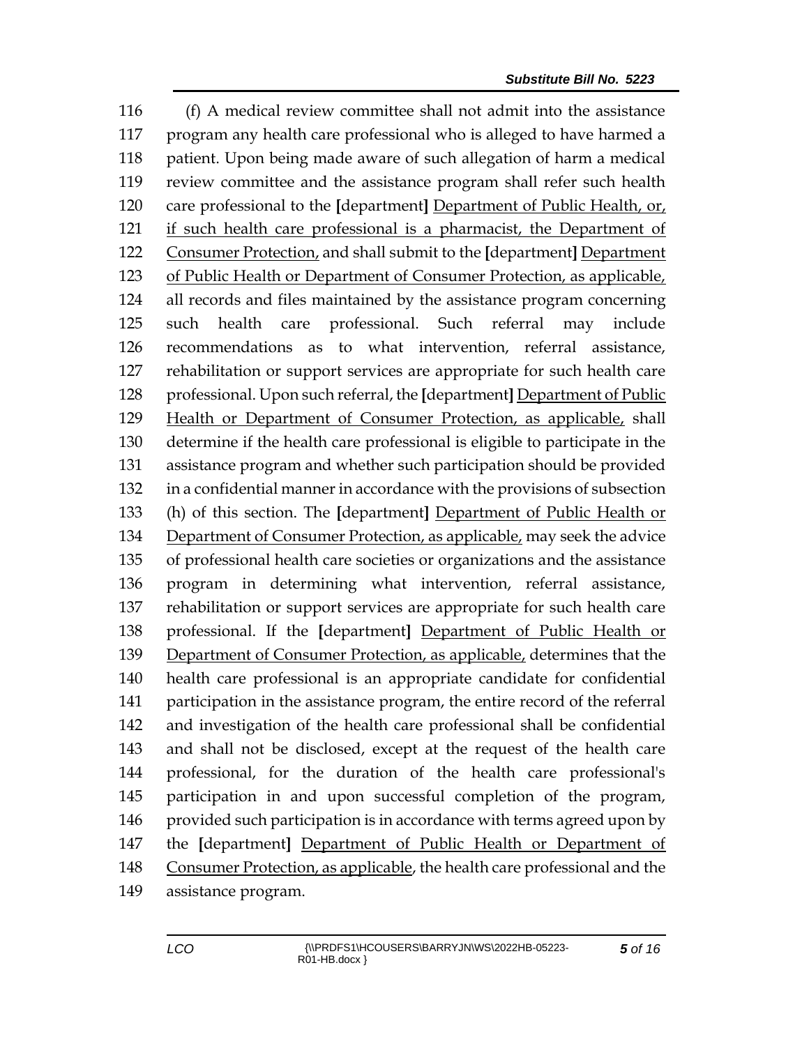(f) A medical review committee shall not admit into the assistance program any health care professional who is alleged to have harmed a patient. Upon being made aware of such allegation of harm a medical review committee and the assistance program shall refer such health care professional to the **[**department**]** <u>Department of Public Health, or, if such health care professional is a pharmacist, the Department of Consumer Protection,</u> and shall submit to the **[**department**]** <u>Department of Public Health or Department of Consumer Protection, as applicable,</u> all records and files maintained by the assistance program concerning such health care professional. Such referral may include recommendations as to what intervention, referral assistance, rehabilitation or support services are appropriate for such health care professional. Upon such referral, the **[**department**]** <u>Department of Public Health or Department of Consumer Protection, as applicable,</u> shall determine if the health care professional is eligible to participate in the assistance program and whether such participation should be provided in a confidential manner in accordance with the provisions of subsection (h) of this section. The **[**department**]** <u>Department of Public Health or Department of Consumer Protection, as applicable,</u> may seek the advice of professional health care societies or organizations and the assistance program in determining what intervention, referral assistance, rehabilitation or support services are appropriate for such health care professional. If the **[**department**]** <u>Department of Public Health or Department of Consumer Protection, as applicable,</u> determines that the health care professional is an appropriate candidate for confidential participation in the assistance program, the entire record of the referral and investigation of the health care professional shall be confidential and shall not be disclosed, except at the request of the health care professional, for the duration of the health care professional's participation in and upon successful completion of the program, provided such participation is in accordance with terms agreed upon by the **[**department**]** <u>Department of Public Health or Department of Consumer Protection, as applicable</u>, the health care professional and the assistance program.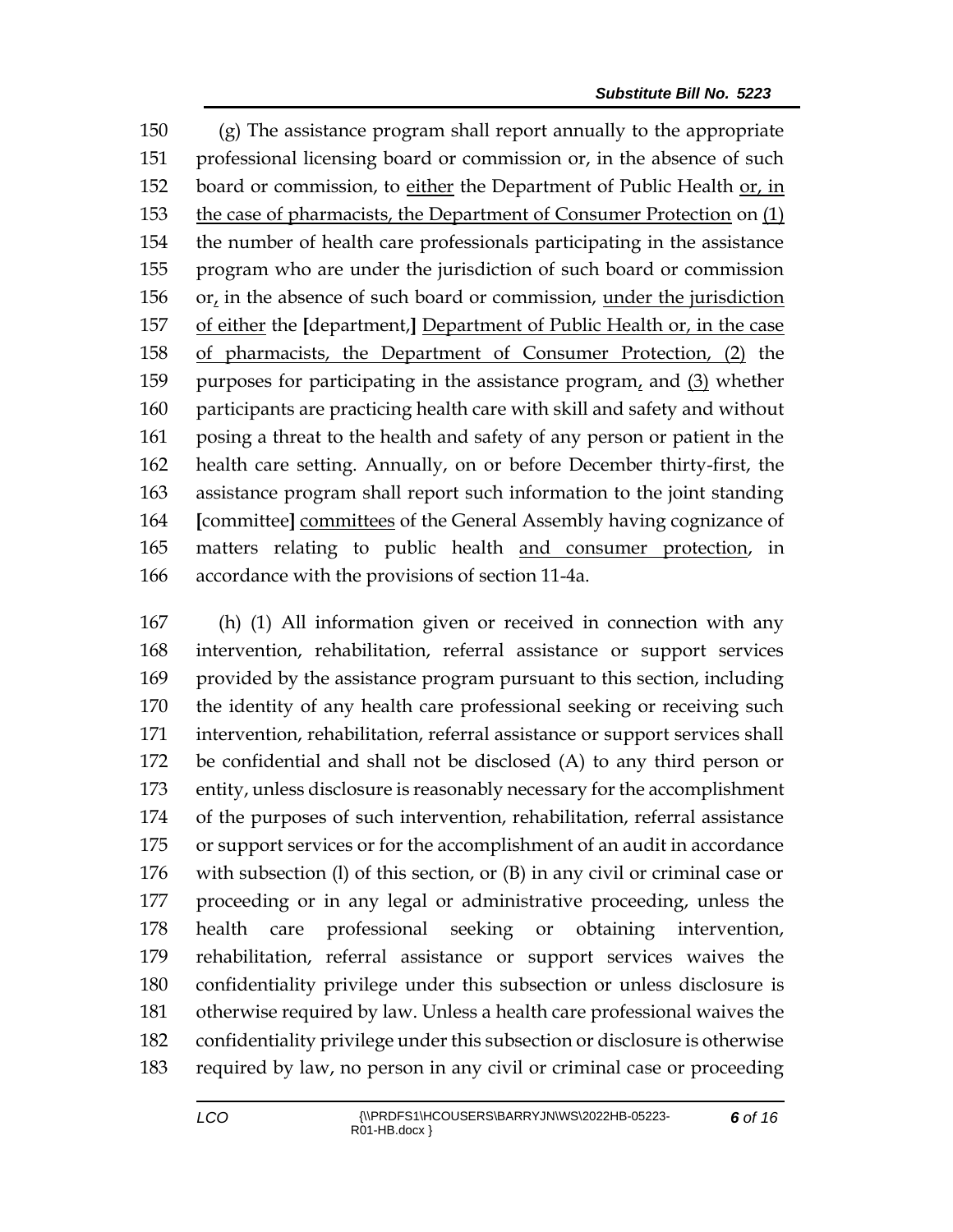(g) The assistance program shall report annually to the appropriate professional licensing board or commission or, in the absence of such board or commission, to either the Department of Public Health or, in the case of pharmacists, the Department of Consumer Protection on (1) the number of health care professionals participating in the assistance program who are under the jurisdiction of such board or commission or, in the absence of such board or commission, under the jurisdiction of either the [department,] Department of Public Health or, in the case of pharmacists, the Department of Consumer Protection, (2) the purposes for participating in the assistance program, and (3) whether participants are practicing health care with skill and safety and without posing a threat to the health and safety of any person or patient in the health care setting. Annually, on or before December thirty-first, the assistance program shall report such information to the joint standing [committee] committees of the General Assembly having cognizance of matters relating to public health and consumer protection, in accordance with the provisions of section 11-4a.

(h) (1) All information given or received in connection with any intervention, rehabilitation, referral assistance or support services provided by the assistance program pursuant to this section, including the identity of any health care professional seeking or receiving such intervention, rehabilitation, referral assistance or support services shall be confidential and shall not be disclosed (A) to any third person or entity, unless disclosure is reasonably necessary for the accomplishment of the purposes of such intervention, rehabilitation, referral assistance or support services or for the accomplishment of an audit in accordance with subsection (l) of this section, or (B) in any civil or criminal case or proceeding or in any legal or administrative proceeding, unless the health care professional seeking or obtaining intervention, rehabilitation, referral assistance or support services waives the confidentiality privilege under this subsection or unless disclosure is otherwise required by law. Unless a health care professional waives the confidentiality privilege under this subsection or disclosure is otherwise required by law, no person in any civil or criminal case or proceeding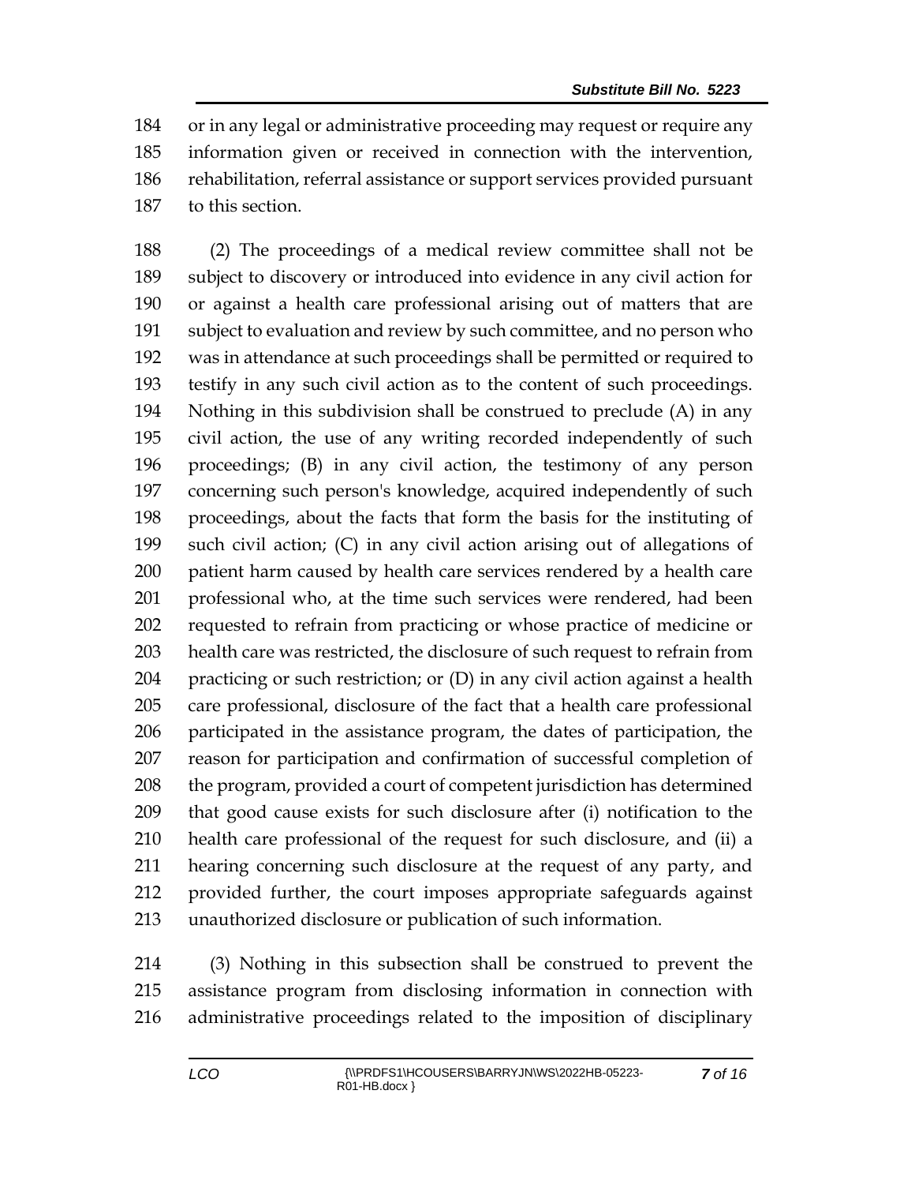or in any legal or administrative proceeding may request or require any information given or received in connection with the intervention, rehabilitation, referral assistance or support services provided pursuant to this section.

(2) The proceedings of a medical review committee shall not be subject to discovery or introduced into evidence in any civil action for or against a health care professional arising out of matters that are subject to evaluation and review by such committee, and no person who was in attendance at such proceedings shall be permitted or required to testify in any such civil action as to the content of such proceedings. Nothing in this subdivision shall be construed to preclude (A) in any civil action, the use of any writing recorded independently of such proceedings; (B) in any civil action, the testimony of any person concerning such person's knowledge, acquired independently of such proceedings, about the facts that form the basis for the instituting of such civil action; (C) in any civil action arising out of allegations of patient harm caused by health care services rendered by a health care professional who, at the time such services were rendered, had been requested to refrain from practicing or whose practice of medicine or health care was restricted, the disclosure of such request to refrain from practicing or such restriction; or (D) in any civil action against a health care professional, disclosure of the fact that a health care professional participated in the assistance program, the dates of participation, the reason for participation and confirmation of successful completion of the program, provided a court of competent jurisdiction has determined that good cause exists for such disclosure after (i) notification to the health care professional of the request for such disclosure, and (ii) a hearing concerning such disclosure at the request of any party, and provided further, the court imposes appropriate safeguards against unauthorized disclosure or publication of such information.

(3) Nothing in this subsection shall be construed to prevent the assistance program from disclosing information in connection with administrative proceedings related to the imposition of disciplinary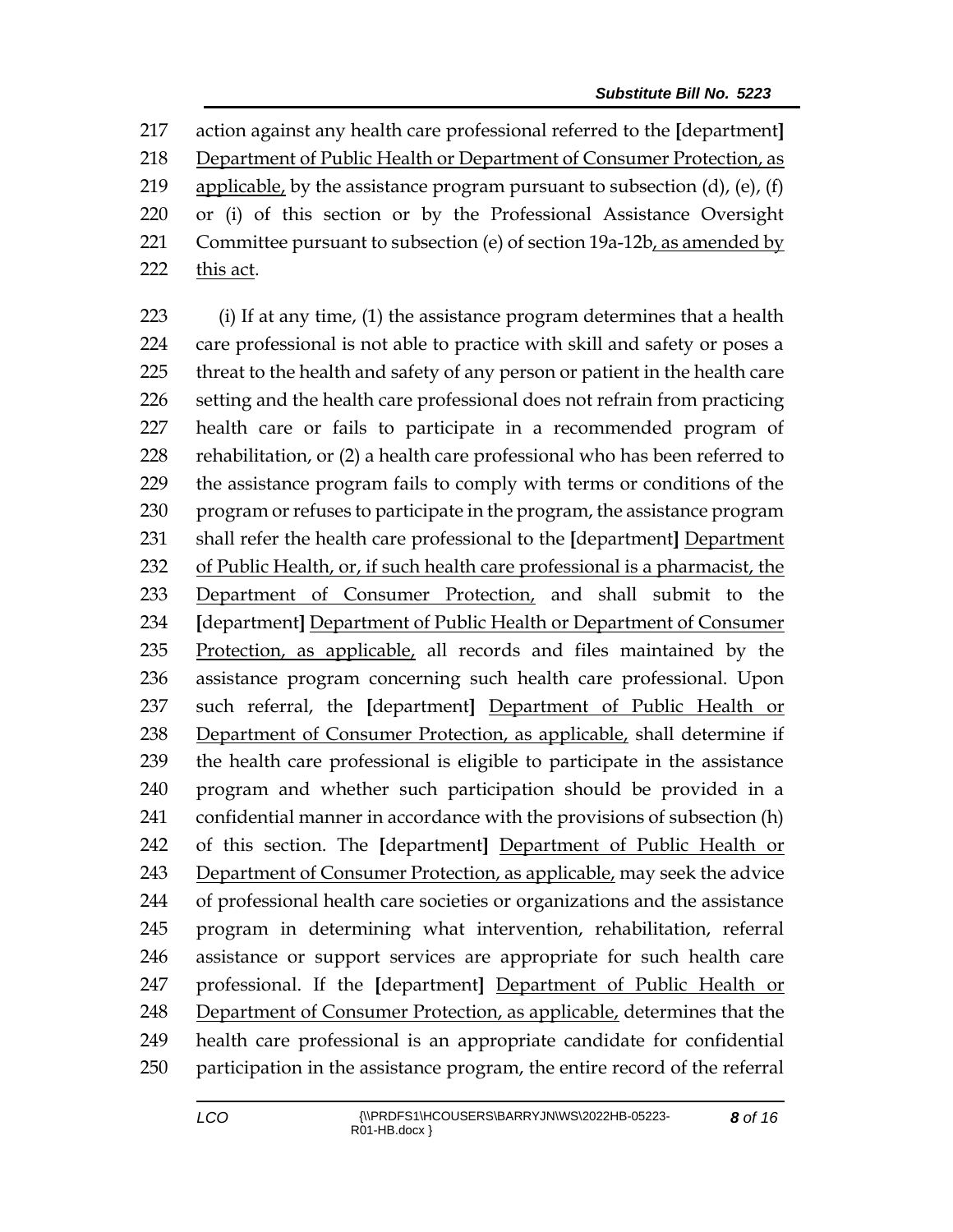217 action against any health care professional referred to the [department]
218 <u>Department of Public Health or Department of Consumer Protection, as</u>
219 <u>applicable,</u> by the assistance program pursuant to subsection (d), (e), (f)
220 or (i) of this section or by the Professional Assistance Oversight
221 Committee pursuant to subsection (e) of section 19a-12b<u>, as amended by</u>
222 <u>this act</u>.

223 (i) If at any time, (1) the assistance program determines that a health
224 care professional is not able to practice with skill and safety or poses a
225 threat to the health and safety of any person or patient in the health care
226 setting and the health care professional does not refrain from practicing
227 health care or fails to participate in a recommended program of
228 rehabilitation, or (2) a health care professional who has been referred to
229 the assistance program fails to comply with terms or conditions of the
230 program or refuses to participate in the program, the assistance program
231 shall refer the health care professional to the [department] <u>Department</u>
232 <u>of Public Health, or, if such health care professional is a pharmacist, the</u>
233 <u>Department of Consumer Protection,</u> and shall submit to the
234 [department] <u>Department of Public Health or Department of Consumer</u>
235 <u>Protection, as applicable,</u> all records and files maintained by the
236 assistance program concerning such health care professional. Upon
237 such referral, the [department] <u>Department of Public Health or</u>
238 <u>Department of Consumer Protection, as applicable,</u> shall determine if
239 the health care professional is eligible to participate in the assistance
240 program and whether such participation should be provided in a
241 confidential manner in accordance with the provisions of subsection (h)
242 of this section. The [department] <u>Department of Public Health or</u>
243 <u>Department of Consumer Protection, as applicable,</u> may seek the advice
244 of professional health care societies or organizations and the assistance
245 program in determining what intervention, rehabilitation, referral
246 assistance or support services are appropriate for such health care
247 professional. If the [department] <u>Department of Public Health or</u>
248 <u>Department of Consumer Protection, as applicable,</u> determines that the
249 health care professional is an appropriate candidate for confidential
250 participation in the assistance program, the entire record of the referral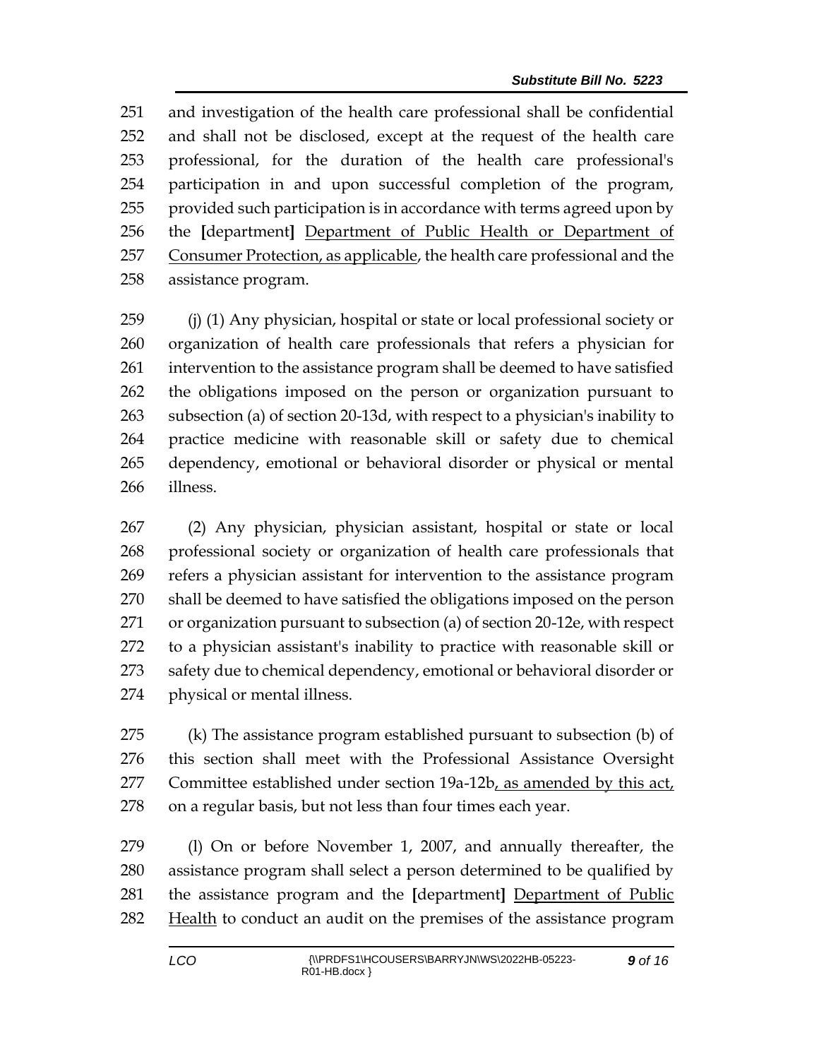and investigation of the health care professional shall be confidential and shall not be disclosed, except at the request of the health care professional, for the duration of the health care professional's participation in and upon successful completion of the program, provided such participation is in accordance with terms agreed upon by the [department] Department of Public Health or Department of Consumer Protection, as applicable, the health care professional and the assistance program.

(j) (1) Any physician, hospital or state or local professional society or organization of health care professionals that refers a physician for intervention to the assistance program shall be deemed to have satisfied the obligations imposed on the person or organization pursuant to subsection (a) of section 20-13d, with respect to a physician's inability to practice medicine with reasonable skill or safety due to chemical dependency, emotional or behavioral disorder or physical or mental illness.

(2) Any physician, physician assistant, hospital or state or local professional society or organization of health care professionals that refers a physician assistant for intervention to the assistance program shall be deemed to have satisfied the obligations imposed on the person or organization pursuant to subsection (a) of section 20-12e, with respect to a physician assistant's inability to practice with reasonable skill or safety due to chemical dependency, emotional or behavioral disorder or physical or mental illness.

(k) The assistance program established pursuant to subsection (b) of this section shall meet with the Professional Assistance Oversight Committee established under section 19a-12b, as amended by this act, on a regular basis, but not less than four times each year.

(l) On or before November 1, 2007, and annually thereafter, the assistance program shall select a person determined to be qualified by the assistance program and the [department] Department of Public Health to conduct an audit on the premises of the assistance program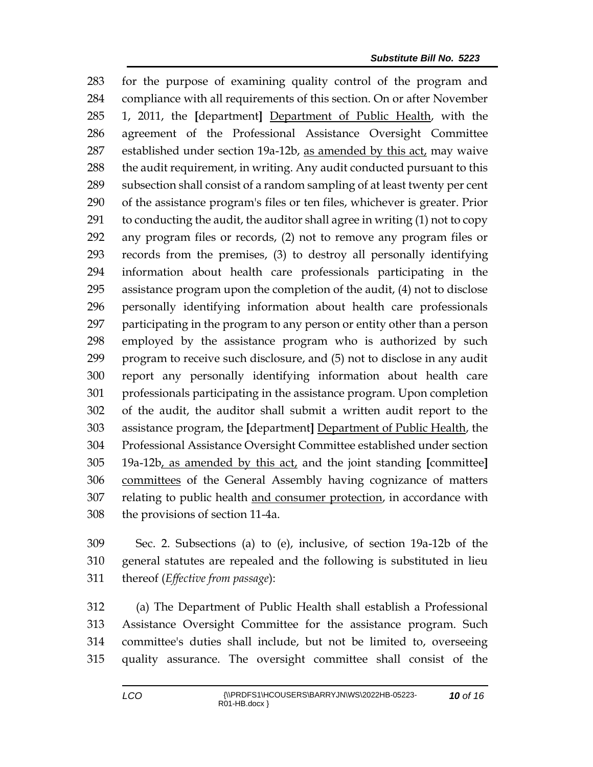for the purpose of examining quality control of the program and compliance with all requirements of this section. On or after November 1, 2011, the [department] <u>Department of Public Health</u>, with the agreement of the Professional Assistance Oversight Committee established under section 19a-12b, <u>as amended by this act,</u> may waive the audit requirement, in writing. Any audit conducted pursuant to this subsection shall consist of a random sampling of at least twenty per cent of the assistance program's files or ten files, whichever is greater. Prior to conducting the audit, the auditor shall agree in writing (1) not to copy any program files or records, (2) not to remove any program files or records from the premises, (3) to destroy all personally identifying information about health care professionals participating in the assistance program upon the completion of the audit, (4) not to disclose personally identifying information about health care professionals participating in the program to any person or entity other than a person employed by the assistance program who is authorized by such program to receive such disclosure, and (5) not to disclose in any audit report any personally identifying information about health care professionals participating in the assistance program. Upon completion of the audit, the auditor shall submit a written audit report to the assistance program, the [department] <u>Department of Public Health</u>, the Professional Assistance Oversight Committee established under section 19a-12b<u>, as amended by this act,</u> and the joint standing [committee] <u>committees</u> of the General Assembly having cognizance of matters relating to public health <u>and consumer protection</u>, in accordance with the provisions of section 11-4a.

Sec. 2. Subsections (a) to (e), inclusive, of section 19a-12b of the general statutes are repealed and the following is substituted in lieu thereof (*Effective from passage*):

(a) The Department of Public Health shall establish a Professional Assistance Oversight Committee for the assistance program. Such committee's duties shall include, but not be limited to, overseeing quality assurance. The oversight committee shall consist of the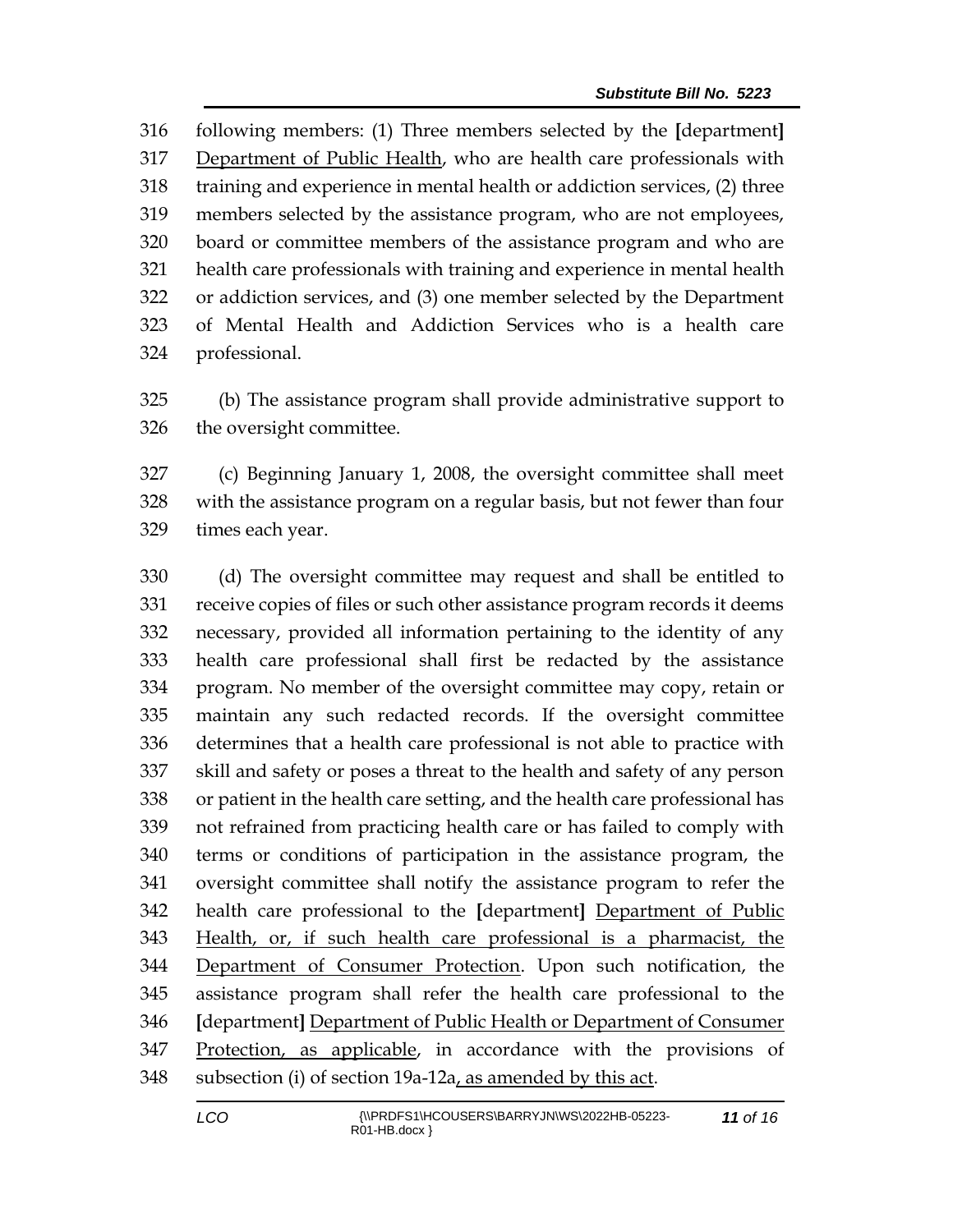following members: (1) Three members selected by the [department] Department of Public Health, who are health care professionals with training and experience in mental health or addiction services, (2) three members selected by the assistance program, who are not employees, board or committee members of the assistance program and who are health care professionals with training and experience in mental health or addiction services, and (3) one member selected by the Department of Mental Health and Addiction Services who is a health care professional.

(b) The assistance program shall provide administrative support to the oversight committee.

(c) Beginning January 1, 2008, the oversight committee shall meet with the assistance program on a regular basis, but not fewer than four times each year.

(d) The oversight committee may request and shall be entitled to receive copies of files or such other assistance program records it deems necessary, provided all information pertaining to the identity of any health care professional shall first be redacted by the assistance program. No member of the oversight committee may copy, retain or maintain any such redacted records. If the oversight committee determines that a health care professional is not able to practice with skill and safety or poses a threat to the health and safety of any person or patient in the health care setting, and the health care professional has not refrained from practicing health care or has failed to comply with terms or conditions of participation in the assistance program, the oversight committee shall notify the assistance program to refer the health care professional to the [department] Department of Public Health, or, if such health care professional is a pharmacist, the Department of Consumer Protection. Upon such notification, the assistance program shall refer the health care professional to the [department] Department of Public Health or Department of Consumer Protection, as applicable, in accordance with the provisions of subsection (i) of section 19a-12a, as amended by this act.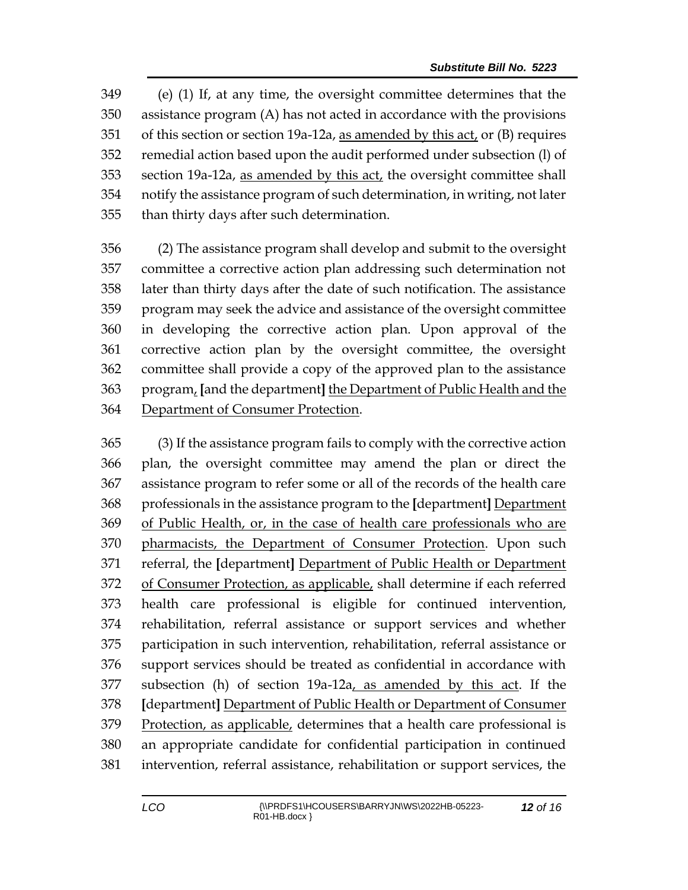349 (e) (1) If, at any time, the oversight committee determines that the
350 assistance program (A) has not acted in accordance with the provisions
351 of this section or section 19a-12a, <u>as amended by this act,</u> or (B) requires
352 remedial action based upon the audit performed under subsection (l) of
353 section 19a-12a, <u>as amended by this act,</u> the oversight committee shall
354 notify the assistance program of such determination, in writing, not later
355 than thirty days after such determination.

356 (2) The assistance program shall develop and submit to the oversight
357 committee a corrective action plan addressing such determination not
358 later than thirty days after the date of such notification. The assistance
359 program may seek the advice and assistance of the oversight committee
360 in developing the corrective action plan. Upon approval of the
361 corrective action plan by the oversight committee, the oversight
362 committee shall provide a copy of the approved plan to the assistance
363 program<u>,</u> **[**and the department**]** <u>the Department of Public Health and the</u>
364 <u>Department of Consumer Protection</u>.

365 (3) If the assistance program fails to comply with the corrective action
366 plan, the oversight committee may amend the plan or direct the
367 assistance program to refer some or all of the records of the health care
368 professionals in the assistance program to the **[**department**]** <u>Department</u>
369 <u>of Public Health, or, in the case of health care professionals who are</u>
370 <u>pharmacists, the Department of Consumer Protection</u>. Upon such
371 referral, the **[**department**]** <u>Department of Public Health or Department</u>
372 <u>of Consumer Protection, as applicable,</u> shall determine if each referred
373 health care professional is eligible for continued intervention,
374 rehabilitation, referral assistance or support services and whether
375 participation in such intervention, rehabilitation, referral assistance or
376 support services should be treated as confidential in accordance with
377 subsection (h) of section 19a-12a<u>, as amended by this act</u>. If the
378 **[**department**]** <u>Department of Public Health or Department of Consumer</u>
379 <u>Protection, as applicable,</u> determines that a health care professional is
380 an appropriate candidate for confidential participation in continued
381 intervention, referral assistance, rehabilitation or support services, the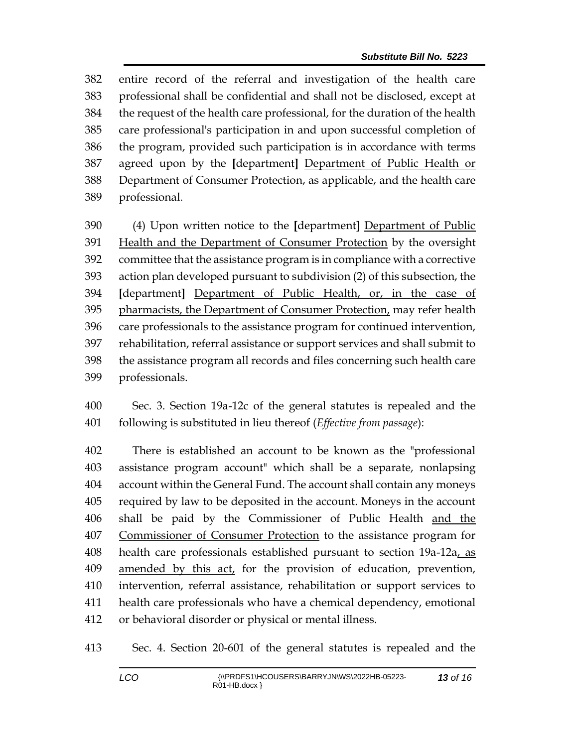382 entire record of the referral and investigation of the health care
383 professional shall be confidential and shall not be disclosed, except at
384 the request of the health care professional, for the duration of the health
385 care professional's participation in and upon successful completion of
386 the program, provided such participation is in accordance with terms
387 agreed upon by the **[**department**]** <u>Department of Public Health or</u>
388 <u>Department of Consumer Protection, as applicable,</u> and the health care
389 professional.

390 (4) Upon written notice to the **[**department**]** <u>Department of Public</u>
391 <u>Health and the Department of Consumer Protection</u> by the oversight
392 committee that the assistance program is in compliance with a corrective
393 action plan developed pursuant to subdivision (2) of this subsection, the
394 **[**department**]** <u>Department of Public Health, or, in the case of</u>
395 <u>pharmacists, the Department of Consumer Protection,</u> may refer health
396 care professionals to the assistance program for continued intervention,
397 rehabilitation, referral assistance or support services and shall submit to
398 the assistance program all records and files concerning such health care
399 professionals.

400 Sec. 3. Section 19a-12c of the general statutes is repealed and the
401 following is substituted in lieu thereof (*Effective from passage*):

402 There is established an account to be known as the "professional
403 assistance program account" which shall be a separate, nonlapsing
404 account within the General Fund. The account shall contain any moneys
405 required by law to be deposited in the account. Moneys in the account
406 shall be paid by the Commissioner of Public Health <u>and the</u>
407 <u>Commissioner of Consumer Protection</u> to the assistance program for
408 health care professionals established pursuant to section 19a-12a<u>, as</u>
409 <u>amended by this act,</u> for the provision of education, prevention,
410 intervention, referral assistance, rehabilitation or support services to
411 health care professionals who have a chemical dependency, emotional
412 or behavioral disorder or physical or mental illness.

413 Sec. 4. Section 20-601 of the general statutes is repealed and the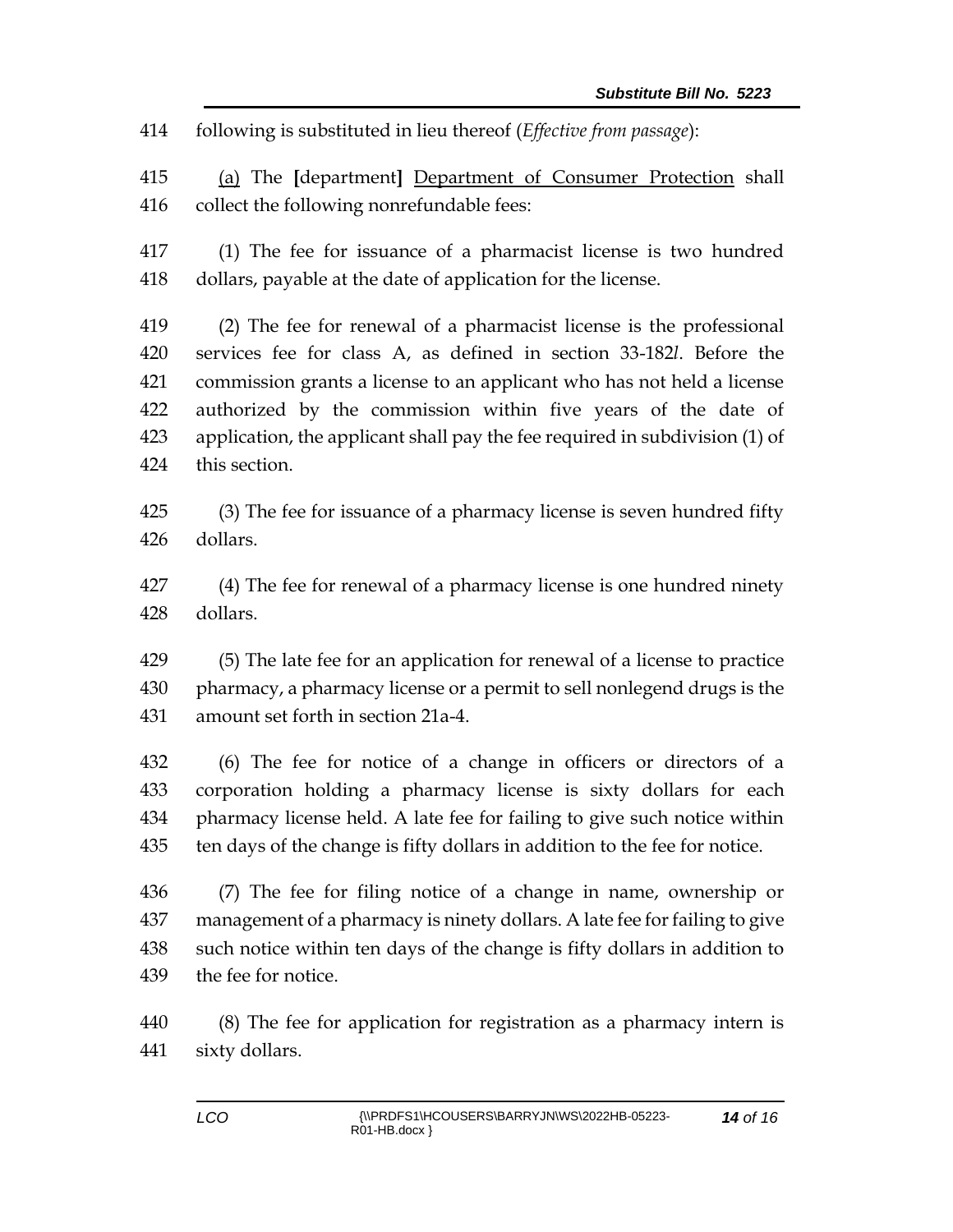414 following is substituted in lieu thereof (*Effective from passage*):

415 (a) The [department] Department of Consumer Protection shall
416 collect the following nonrefundable fees:

417 (1) The fee for issuance of a pharmacist license is two hundred
418 dollars, payable at the date of application for the license.

419 (2) The fee for renewal of a pharmacist license is the professional
420 services fee for class A, as defined in section 33-182*l*. Before the
421 commission grants a license to an applicant who has not held a license
422 authorized by the commission within five years of the date of
423 application, the applicant shall pay the fee required in subdivision (1) of
424 this section.

425 (3) The fee for issuance of a pharmacy license is seven hundred fifty
426 dollars.

427 (4) The fee for renewal of a pharmacy license is one hundred ninety
428 dollars.

429 (5) The late fee for an application for renewal of a license to practice
430 pharmacy, a pharmacy license or a permit to sell nonlegend drugs is the
431 amount set forth in section 21a-4.

432 (6) The fee for notice of a change in officers or directors of a
433 corporation holding a pharmacy license is sixty dollars for each
434 pharmacy license held. A late fee for failing to give such notice within
435 ten days of the change is fifty dollars in addition to the fee for notice.

436 (7) The fee for filing notice of a change in name, ownership or
437 management of a pharmacy is ninety dollars. A late fee for failing to give
438 such notice within ten days of the change is fifty dollars in addition to
439 the fee for notice.

440 (8) The fee for application for registration as a pharmacy intern is
441 sixty dollars.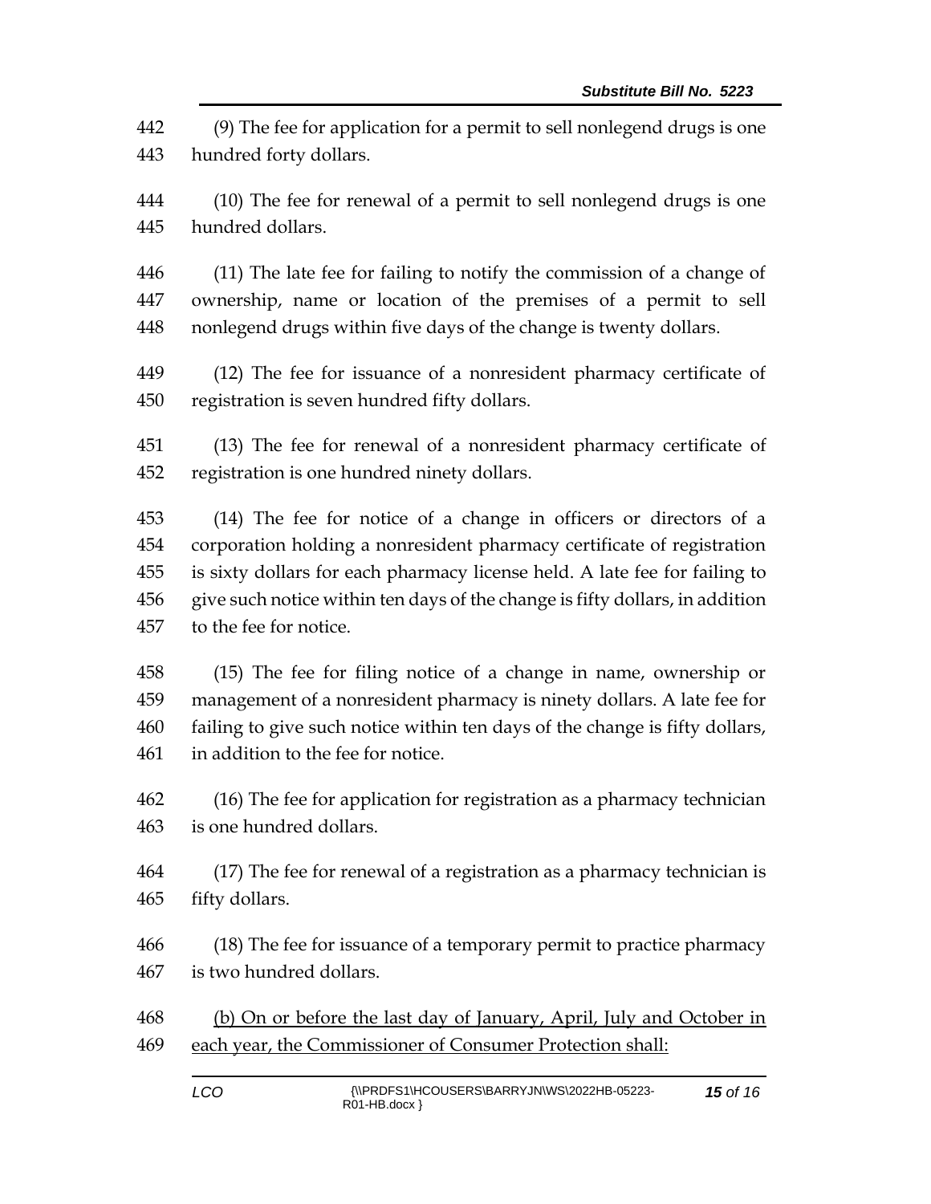(9) The fee for application for a permit to sell nonlegend drugs is one hundred forty dollars.

(10) The fee for renewal of a permit to sell nonlegend drugs is one hundred dollars.

(11) The late fee for failing to notify the commission of a change of ownership, name or location of the premises of a permit to sell nonlegend drugs within five days of the change is twenty dollars.

(12) The fee for issuance of a nonresident pharmacy certificate of registration is seven hundred fifty dollars.

(13) The fee for renewal of a nonresident pharmacy certificate of registration is one hundred ninety dollars.

(14) The fee for notice of a change in officers or directors of a corporation holding a nonresident pharmacy certificate of registration is sixty dollars for each pharmacy license held. A late fee for failing to give such notice within ten days of the change is fifty dollars, in addition to the fee for notice.

(15) The fee for filing notice of a change in name, ownership or management of a nonresident pharmacy is ninety dollars. A late fee for failing to give such notice within ten days of the change is fifty dollars, in addition to the fee for notice.

(16) The fee for application for registration as a pharmacy technician is one hundred dollars.

(17) The fee for renewal of a registration as a pharmacy technician is fifty dollars.

(18) The fee for issuance of a temporary permit to practice pharmacy is two hundred dollars.

<u>(b) On or before the last day of January, April, July and October in each year, the Commissioner of Consumer Protection shall:</u>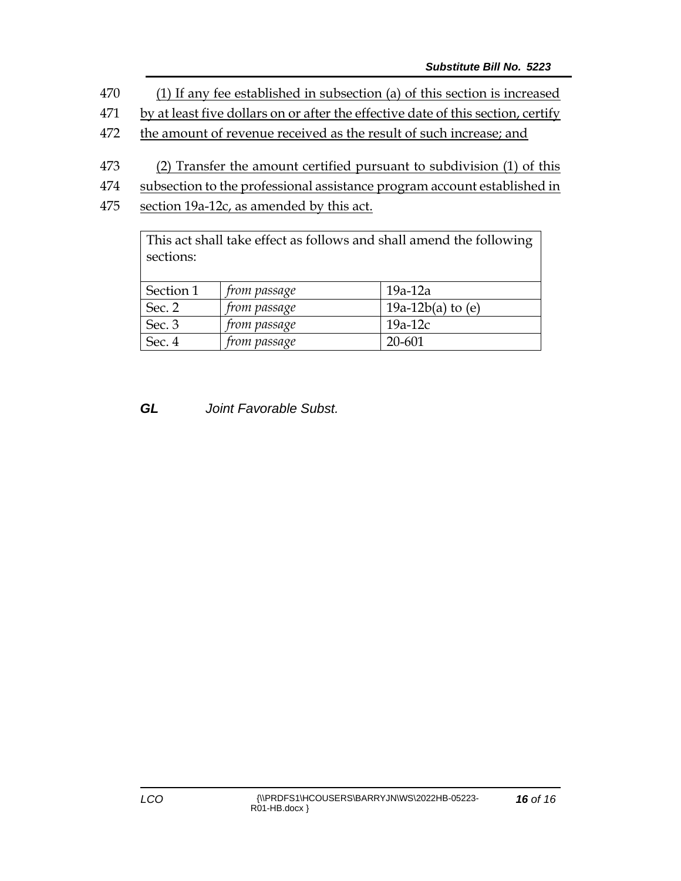470 (1) If any fee established in subsection (a) of this section is increased
471 by at least five dollars on or after the effective date of this section, certify
472 the amount of revenue received as the result of such increase; and

473 (2) Transfer the amount certified pursuant to subdivision (1) of this
474 subsection to the professional assistance program account established in
475 section 19a-12c, as amended by this act.

| This act shall take effect as follows and shall amend the following sections: | | |
|---|---|---|
| Section 1 | *from passage* | 19a-12a |
| Sec. 2 | *from passage* | 19a-12b(a) to (e) |
| Sec. 3 | *from passage* | 19a-12c |
| Sec. 4 | *from passage* | 20-601 |

***GL*** *Joint Favorable Subst.*